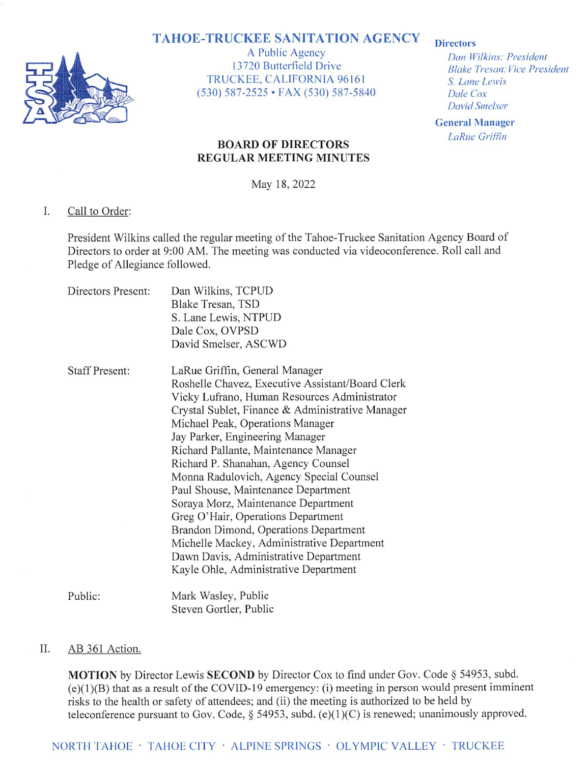# TAHOE-TRUCKEE SANITATION AGENCY

A Public Agency
13720 Butterfield Drive
TRUCKEE, CALIFORNIA 96161
(530) 587-2525 • FAX (530) 587-5840

**Directors**
*Dan Wilkins: President*
*Blake Tresan: Vice President*
*S. Lane Lewis*
*Dale Cox*
*David Smelser*

**General Manager**
*LaRue Griffin*

## BOARD OF DIRECTORS
## REGULAR MEETING MINUTES

May 18, 2022

I. Call to Order:

President Wilkins called the regular meeting of the Tahoe-Truckee Sanitation Agency Board of Directors to order at 9:00 AM. The meeting was conducted via videoconference. Roll call and Pledge of Allegiance followed.

Directors Present:
- Dan Wilkins, TCPUD
- Blake Tresan, TSD
- S. Lane Lewis, NTPUD
- Dale Cox, OVPSD
- David Smelser, ASCWD

Staff Present:
- LaRue Griffin, General Manager
- Roshelle Chavez, Executive Assistant/Board Clerk
- Vicky Lufrano, Human Resources Administrator
- Crystal Sublet, Finance & Administrative Manager
- Michael Peak, Operations Manager
- Jay Parker, Engineering Manager
- Richard Pallante, Maintenance Manager
- Richard P. Shanahan, Agency Counsel
- Monna Radulovich, Agency Special Counsel
- Paul Shouse, Maintenance Department
- Soraya Morz, Maintenance Department
- Greg O'Hair, Operations Department
- Brandon Dimond, Operations Department
- Michelle Mackey, Administrative Department
- Dawn Davis, Administrative Department
- Kayle Ohle, Administrative Department

Public:
- Mark Wasley, Public
- Steven Gortler, Public

II. AB 361 Action.

**MOTION** by Director Lewis **SECOND** by Director Cox to find under Gov. Code § 54953, subd. (e)(1)(B) that as a result of the COVID-19 emergency: (i) meeting in person would present imminent risks to the health or safety of attendees; and (ii) the meeting is authorized to be held by teleconference pursuant to Gov. Code, § 54953, subd. (e)(1)(C) is renewed; unanimously approved.

NORTH TAHOE · TAHOE CITY · ALPINE SPRINGS · OLYMPIC VALLEY · TRUCKEE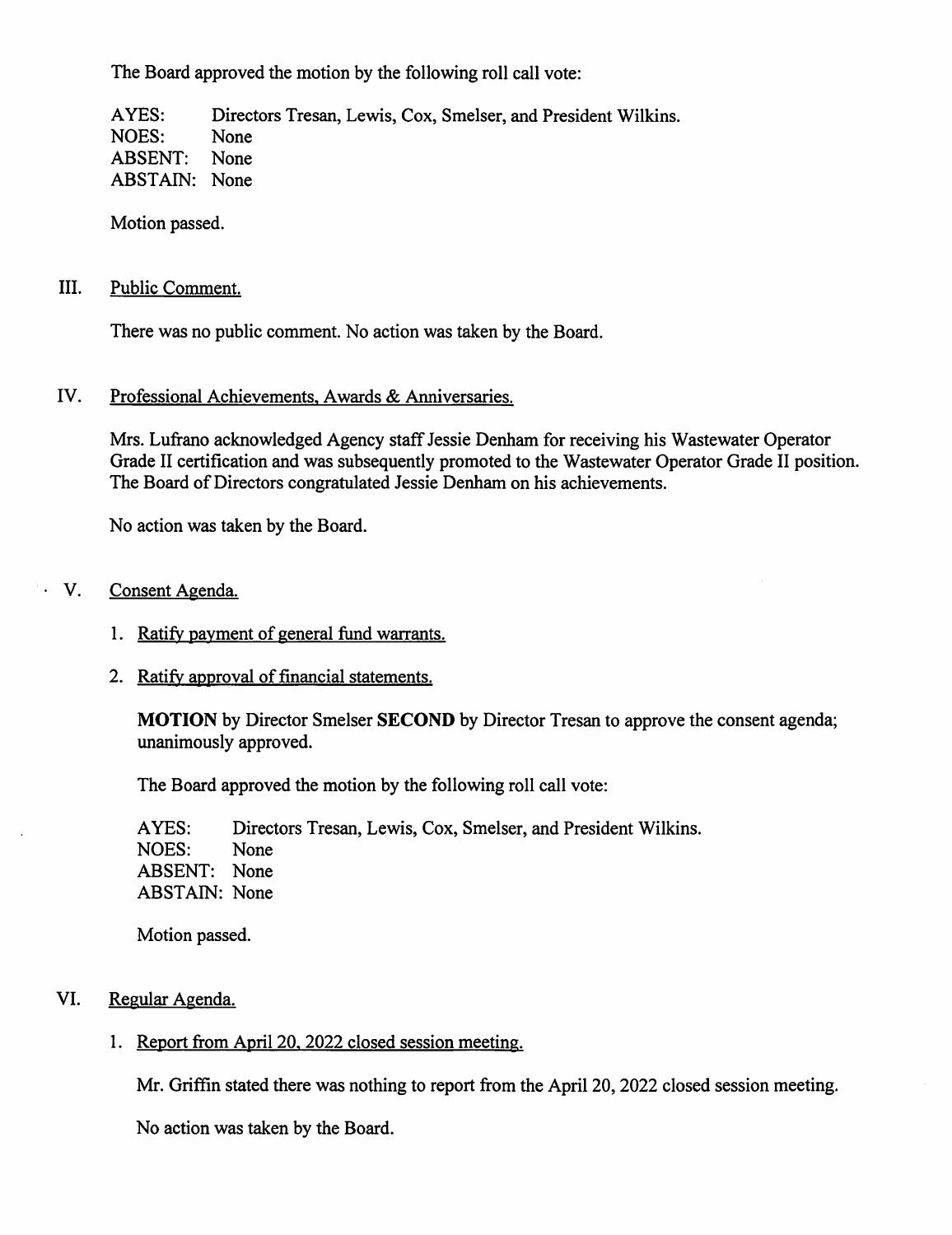The Board approved the motion by the following roll call vote:

AYES: Directors Tresan, Lewis, Cox, Smelser, and President Wilkins.
NOES: None
ABSENT: None
ABSTAIN: None

Motion passed.

## III. Public Comment.

There was no public comment. No action was taken by the Board.

## IV. Professional Achievements, Awards & Anniversaries.

Mrs. Lufrano acknowledged Agency staff Jessie Denham for receiving his Wastewater Operator Grade II certification and was subsequently promoted to the Wastewater Operator Grade II position. The Board of Directors congratulated Jessie Denham on his achievements.

No action was taken by the Board.

## V. Consent Agenda.

1. Ratify payment of general fund warrants.

2. Ratify approval of financial statements.

   **MOTION** by Director Smelser **SECOND** by Director Tresan to approve the consent agenda; unanimously approved.

   The Board approved the motion by the following roll call vote:

   AYES: Directors Tresan, Lewis, Cox, Smelser, and President Wilkins.
   NOES: None
   ABSENT: None
   ABSTAIN: None

   Motion passed.

## VI. Regular Agenda.

1. Report from April 20, 2022 closed session meeting.

   Mr. Griffin stated there was nothing to report from the April 20, 2022 closed session meeting.

   No action was taken by the Board.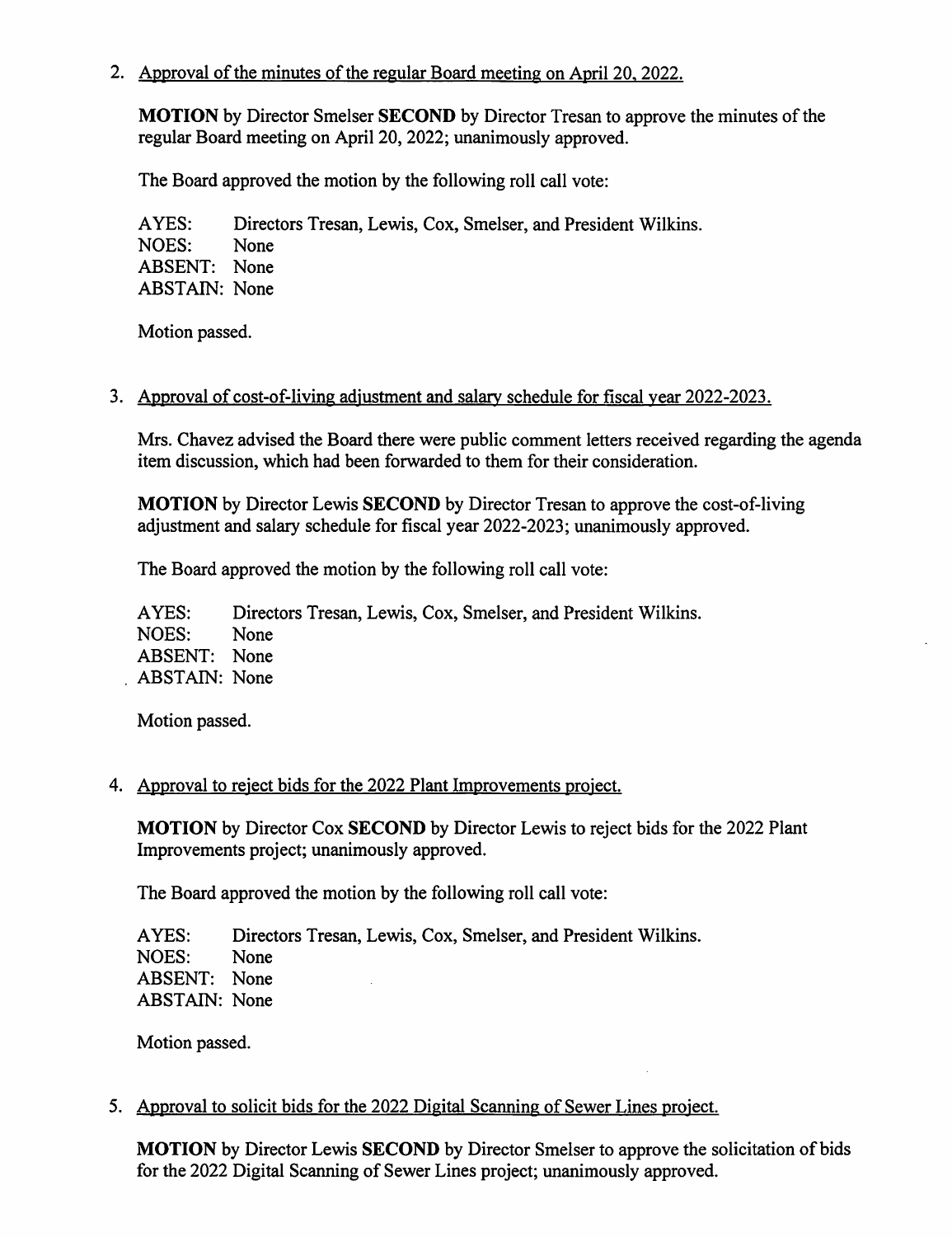2. Approval of the minutes of the regular Board meeting on April 20, 2022.

   **MOTION** by Director Smelser **SECOND** by Director Tresan to approve the minutes of the regular Board meeting on April 20, 2022; unanimously approved.

   The Board approved the motion by the following roll call vote:

   AYES: Directors Tresan, Lewis, Cox, Smelser, and President Wilkins.
   NOES: None
   ABSENT: None
   ABSTAIN: None

   Motion passed.

3. Approval of cost-of-living adjustment and salary schedule for fiscal year 2022-2023.

   Mrs. Chavez advised the Board there were public comment letters received regarding the agenda item discussion, which had been forwarded to them for their consideration.

   **MOTION** by Director Lewis **SECOND** by Director Tresan to approve the cost-of-living adjustment and salary schedule for fiscal year 2022-2023; unanimously approved.

   The Board approved the motion by the following roll call vote:

   AYES: Directors Tresan, Lewis, Cox, Smelser, and President Wilkins.
   NOES: None
   ABSENT: None
   ABSTAIN: None

   Motion passed.

4. Approval to reject bids for the 2022 Plant Improvements project.

   **MOTION** by Director Cox **SECOND** by Director Lewis to reject bids for the 2022 Plant Improvements project; unanimously approved.

   The Board approved the motion by the following roll call vote:

   AYES: Directors Tresan, Lewis, Cox, Smelser, and President Wilkins.
   NOES: None
   ABSENT: None
   ABSTAIN: None

   Motion passed.

5. Approval to solicit bids for the 2022 Digital Scanning of Sewer Lines project.

   **MOTION** by Director Lewis **SECOND** by Director Smelser to approve the solicitation of bids for the 2022 Digital Scanning of Sewer Lines project; unanimously approved.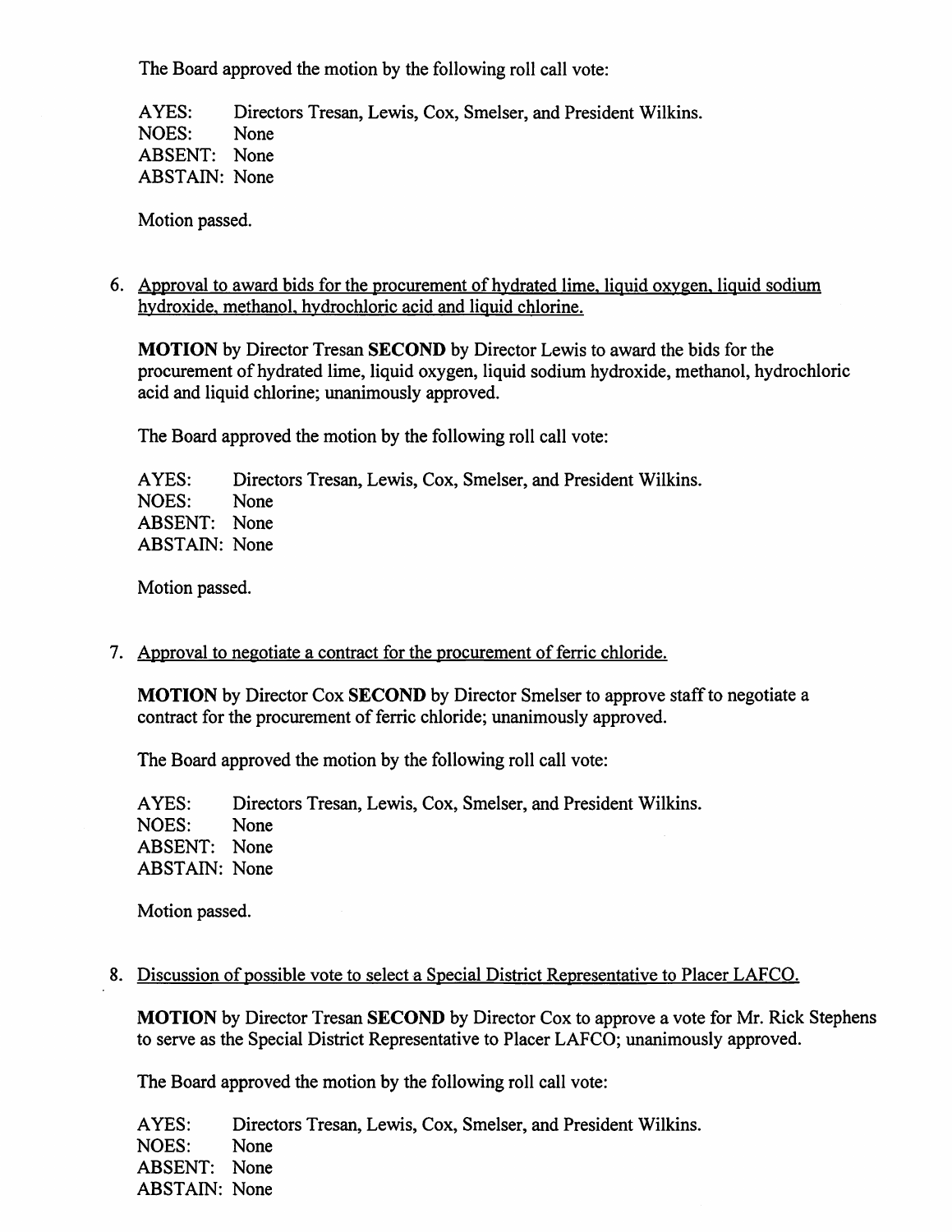The Board approved the motion by the following roll call vote:

AYES: Directors Tresan, Lewis, Cox, Smelser, and President Wilkins.
NOES: None
ABSENT: None
ABSTAIN: None

Motion passed.

6. Approval to award bids for the procurement of hydrated lime, liquid oxygen, liquid sodium hydroxide, methanol, hydrochloric acid and liquid chlorine.

**MOTION** by Director Tresan **SECOND** by Director Lewis to award the bids for the procurement of hydrated lime, liquid oxygen, liquid sodium hydroxide, methanol, hydrochloric acid and liquid chlorine; unanimously approved.

The Board approved the motion by the following roll call vote:

AYES: Directors Tresan, Lewis, Cox, Smelser, and President Wilkins.
NOES: None
ABSENT: None
ABSTAIN: None

Motion passed.

7. Approval to negotiate a contract for the procurement of ferric chloride.

**MOTION** by Director Cox **SECOND** by Director Smelser to approve staff to negotiate a contract for the procurement of ferric chloride; unanimously approved.

The Board approved the motion by the following roll call vote:

AYES: Directors Tresan, Lewis, Cox, Smelser, and President Wilkins.
NOES: None
ABSENT: None
ABSTAIN: None

Motion passed.

8. Discussion of possible vote to select a Special District Representative to Placer LAFCO.

**MOTION** by Director Tresan **SECOND** by Director Cox to approve a vote for Mr. Rick Stephens to serve as the Special District Representative to Placer LAFCO; unanimously approved.

The Board approved the motion by the following roll call vote:

AYES: Directors Tresan, Lewis, Cox, Smelser, and President Wilkins.
NOES: None
ABSENT: None
ABSTAIN: None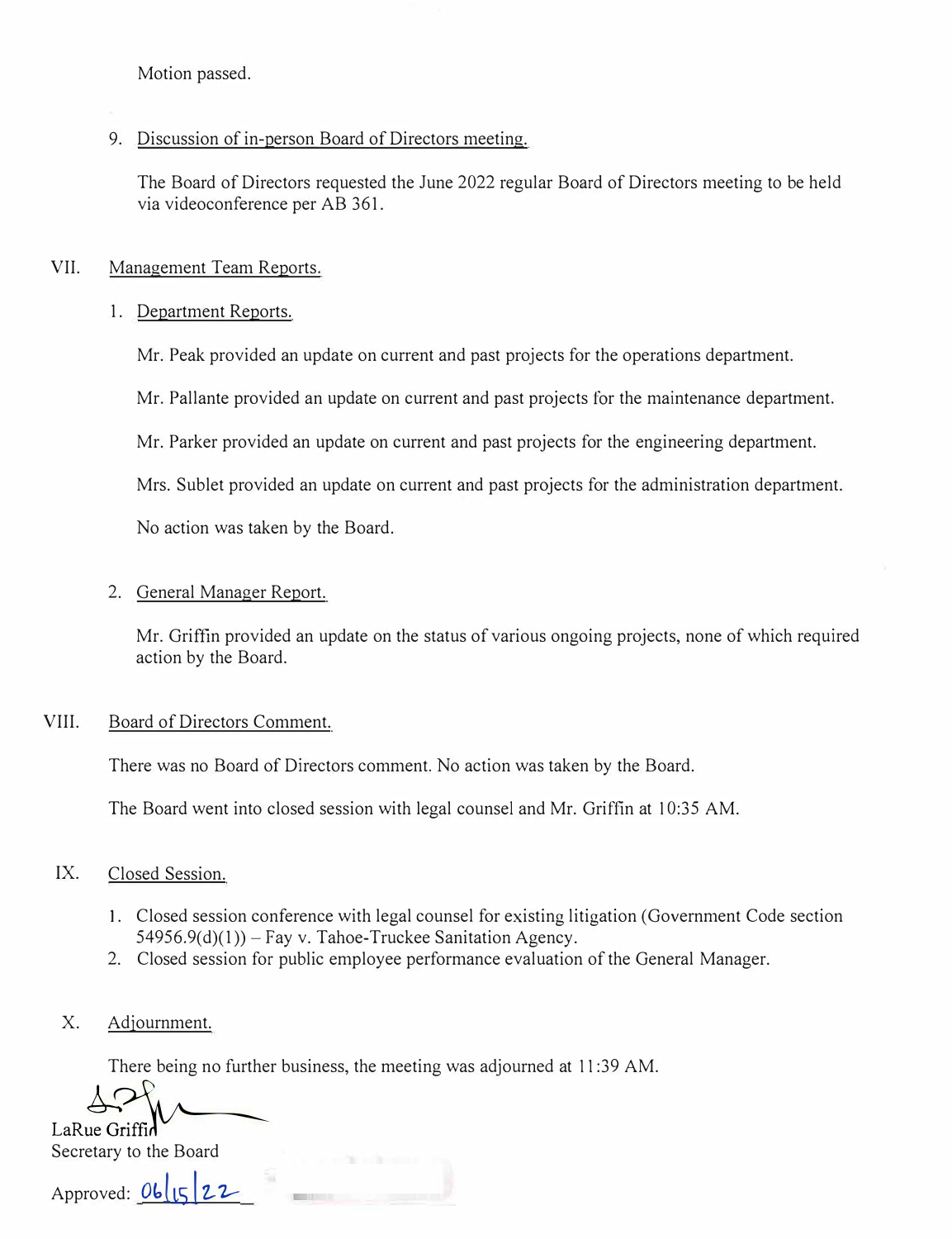Motion passed.

9. Discussion of in-person Board of Directors meeting.

   The Board of Directors requested the June 2022 regular Board of Directors meeting to be held via videoconference per AB 361.

## VII. Management Team Reports.

1. Department Reports.

   Mr. Peak provided an update on current and past projects for the operations department.

   Mr. Pallante provided an update on current and past projects for the maintenance department.

   Mr. Parker provided an update on current and past projects for the engineering department.

   Mrs. Sublet provided an update on current and past projects for the administration department.

   No action was taken by the Board.

2. General Manager Report.

   Mr. Griffin provided an update on the status of various ongoing projects, none of which required action by the Board.

## VIII. Board of Directors Comment.

There was no Board of Directors comment. No action was taken by the Board.

The Board went into closed session with legal counsel and Mr. Griffin at 10:35 AM.

## IX. Closed Session.

1. Closed session conference with legal counsel for existing litigation (Government Code section 54956.9(d)(1)) – Fay v. Tahoe-Truckee Sanitation Agency.
2. Closed session for public employee performance evaluation of the General Manager.

## X. Adjournment.

There being no further business, the meeting was adjourned at 11:39 AM.

LaRue Griffin
Secretary to the Board

Approved: 06/15/22